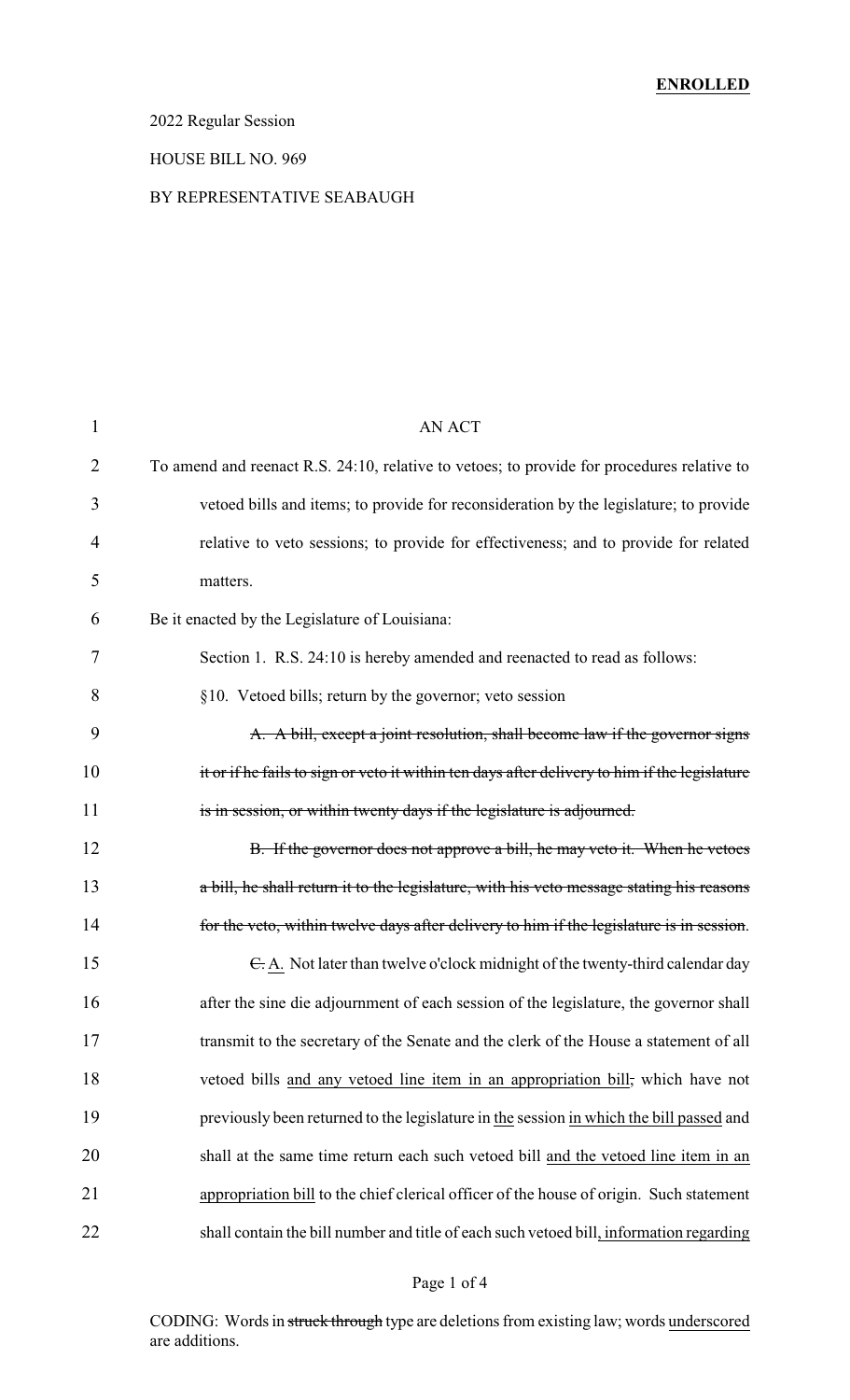**ENROLLED**

2022 Regular Session

HOUSE BILL NO. 969

BY REPRESENTATIVE SEABAUGH

AN ACT

To amend and reenact R.S. 24:10, relative to vetoes; to provide for procedures relative to vetoed bills and items; to provide for reconsideration by the legislature; to provide relative to veto sessions; to provide for effectiveness; and to provide for related matters.

Be it enacted by the Legislature of Louisiana:

Section 1. R.S. 24:10 is hereby amended and reenacted to read as follows:

§10. Vetoed bills; return by the governor; veto session

~~A. A bill, except a joint resolution, shall become law if the governor signs it or if he fails to sign or veto it within ten days after delivery to him if the legislature is in session, or within twenty days if the legislature is adjourned.~~

~~B. If the governor does not approve a bill, he may veto it. When he vetoes a bill, he shall return it to the legislature, with his veto message stating his reasons for the veto, within twelve days after delivery to him if the legislature is in session.~~

~~C.~~ A. Not later than twelve o'clock midnight of the twenty-third calendar day after the sine die adjournment of each session of the legislature, the governor shall transmit to the secretary of the Senate and the clerk of the House a statement of all vetoed bills and any vetoed line item in an appropriation bill~~,~~ which have not previously been returned to the legislature in the session in which the bill passed and shall at the same time return each such vetoed bill and the vetoed line item in an appropriation bill to the chief clerical officer of the house of origin. Such statement shall contain the bill number and title of each such vetoed bill, information regarding

CODING: Words in ~~struck through~~ type are deletions from existing law; words underscored are additions.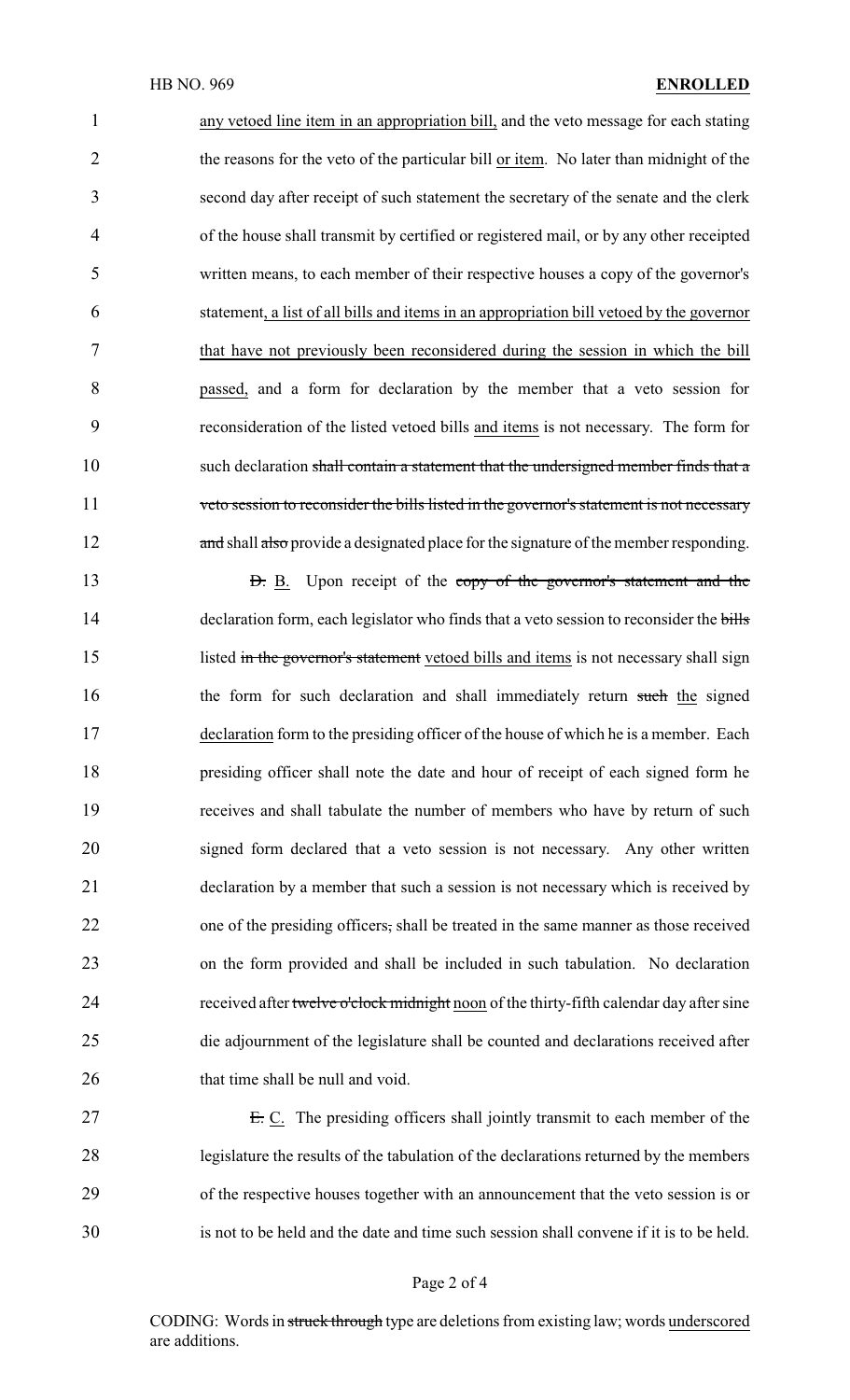any vetoed line item in an appropriation bill, and the veto message for each stating the reasons for the veto of the particular bill or item. No later than midnight of the second day after receipt of such statement the secretary of the senate and the clerk of the house shall transmit by certified or registered mail, or by any other receipted written means, to each member of their respective houses a copy of the governor's statement, a list of all bills and items in an appropriation bill vetoed by the governor that have not previously been reconsidered during the session in which the bill passed, and a form for declaration by the member that a veto session for reconsideration of the listed vetoed bills and items is not necessary. The form for such declaration ~~shall contain a statement that the undersigned member finds that a veto session to reconsider the bills listed in the governor's statement is not necessary and~~ shall ~~also~~ provide a designated place for the signature of the member responding.

~~D.~~ B. Upon receipt of the ~~copy of the governor's statement and the~~ declaration form, each legislator who finds that a veto session to reconsider the ~~bills~~ listed ~~in the governor's statement~~ vetoed bills and items is not necessary shall sign the form for such declaration and shall immediately return ~~such~~ the signed declaration form to the presiding officer of the house of which he is a member. Each presiding officer shall note the date and hour of receipt of each signed form he receives and shall tabulate the number of members who have by return of such signed form declared that a veto session is not necessary. Any other written declaration by a member that such a session is not necessary which is received by one of the presiding officers~~,~~ shall be treated in the same manner as those received on the form provided and shall be included in such tabulation. No declaration received after ~~twelve o'clock midnight~~ noon of the thirty-fifth calendar day after sine die adjournment of the legislature shall be counted and declarations received after that time shall be null and void.

~~E.~~ C. The presiding officers shall jointly transmit to each member of the legislature the results of the tabulation of the declarations returned by the members of the respective houses together with an announcement that the veto session is or is not to be held and the date and time such session shall convene if it is to be held.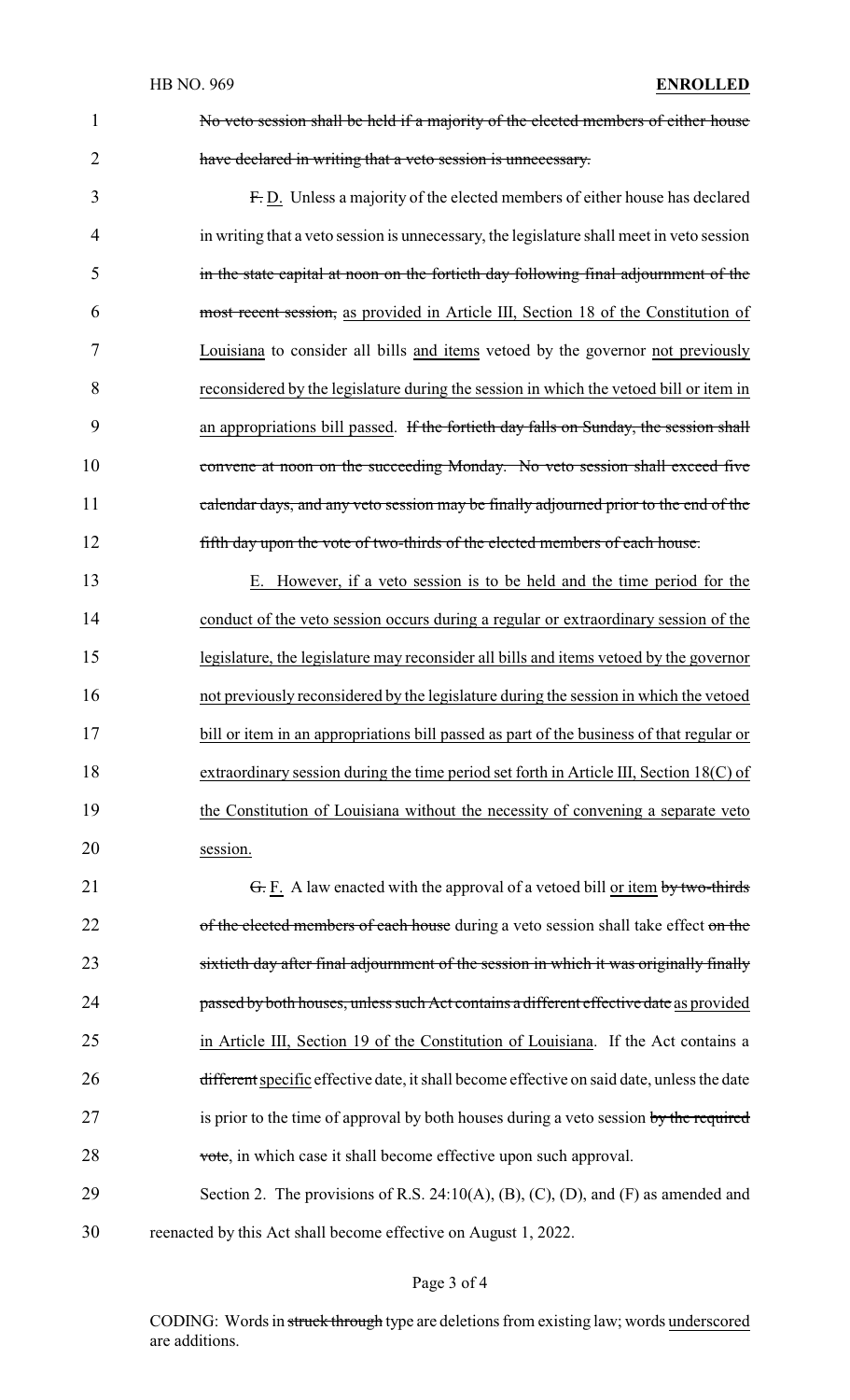No veto session shall be held if a majority of the elected members of either house have declared in writing that a veto session is unnecessary.

~~F.~~ D. Unless a majority of the elected members of either house has declared in writing that a veto session is unnecessary, the legislature shall meet in veto session ~~in the state capital at noon on the fortieth day following final adjournment of the most recent session,~~ as provided in Article III, Section 18 of the Constitution of Louisiana to consider all bills and items vetoed by the governor not previously reconsidered by the legislature during the session in which the vetoed bill or item in an appropriations bill passed. ~~If the fortieth day falls on Sunday, the session shall convene at noon on the succeeding Monday. No veto session shall exceed five calendar days, and any veto session may be finally adjourned prior to the end of the fifth day upon the vote of two-thirds of the elected members of each house.~~

E. However, if a veto session is to be held and the time period for the conduct of the veto session occurs during a regular or extraordinary session of the legislature, the legislature may reconsider all bills and items vetoed by the governor not previously reconsidered by the legislature during the session in which the vetoed bill or item in an appropriations bill passed as part of the business of that regular or extraordinary session during the time period set forth in Article III, Section 18(C) of the Constitution of Louisiana without the necessity of convening a separate veto session.

~~G.~~ F. A law enacted with the approval of a vetoed bill or item ~~by two-thirds of the elected members of each house~~ during a veto session shall take effect ~~on the sixtieth day after final adjournment of the session in which it was originally finally passed by both houses, unless such Act contains a different effective date~~ as provided in Article III, Section 19 of the Constitution of Louisiana. If the Act contains a ~~different~~ specific effective date, it shall become effective on said date, unless the date is prior to the time of approval by both houses during a veto session ~~by the required vote~~, in which case it shall become effective upon such approval.

Section 2. The provisions of R.S. 24:10(A), (B), (C), (D), and (F) as amended and reenacted by this Act shall become effective on August 1, 2022.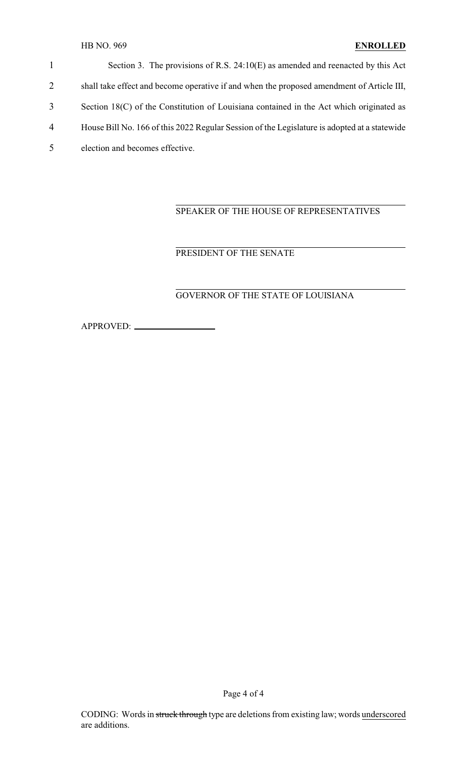Section 3. The provisions of R.S. 24:10(E) as amended and reenacted by this Act shall take effect and become operative if and when the proposed amendment of Article III, Section 18(C) of the Constitution of Louisiana contained in the Act which originated as House Bill No. 166 of this 2022 Regular Session of the Legislature is adopted at a statewide election and becomes effective.

SPEAKER OF THE HOUSE OF REPRESENTATIVES

PRESIDENT OF THE SENATE

GOVERNOR OF THE STATE OF LOUISIANA

APPROVED: \_\_\_\_\_\_\_\_\_\_\_\_\_\_\_\_\_\_

CODING: Words in ~~struck through~~ type are deletions from existing law; words <u>underscored</u> are additions.